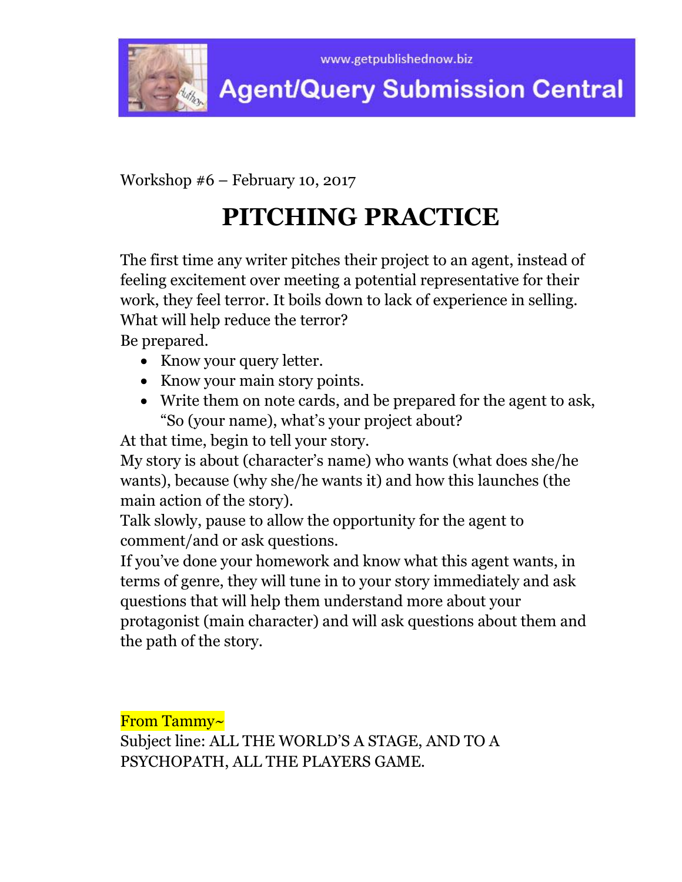www.getpublishednow.biz

Agent/Query Submission Central

Workshop #6 – February 10, 2017

# PITCHING PRACTICE

The first time any writer pitches their project to an agent, instead of feeling excitement over meeting a potential representative for their work, they feel terror. It boils down to lack of experience in selling. What will help reduce the terror?

Be prepared.

- Know your query letter.
- Know your main story points.
- Write them on note cards, and be prepared for the agent to ask, "So (your name), what's your project about?

At that time, begin to tell your story.

My story is about (character's name) who wants (what does she/he wants), because (why she/he wants it) and how this launches (the main action of the story).

Talk slowly, pause to allow the opportunity for the agent to comment/and or ask questions.

If you've done your homework and know what this agent wants, in terms of genre, they will tune in to your story immediately and ask questions that will help them understand more about your protagonist (main character) and will ask questions about them and the path of the story.

From Tammy~

Subject line: ALL THE WORLD'S A STAGE, AND TO A PSYCHOPATH, ALL THE PLAYERS GAME.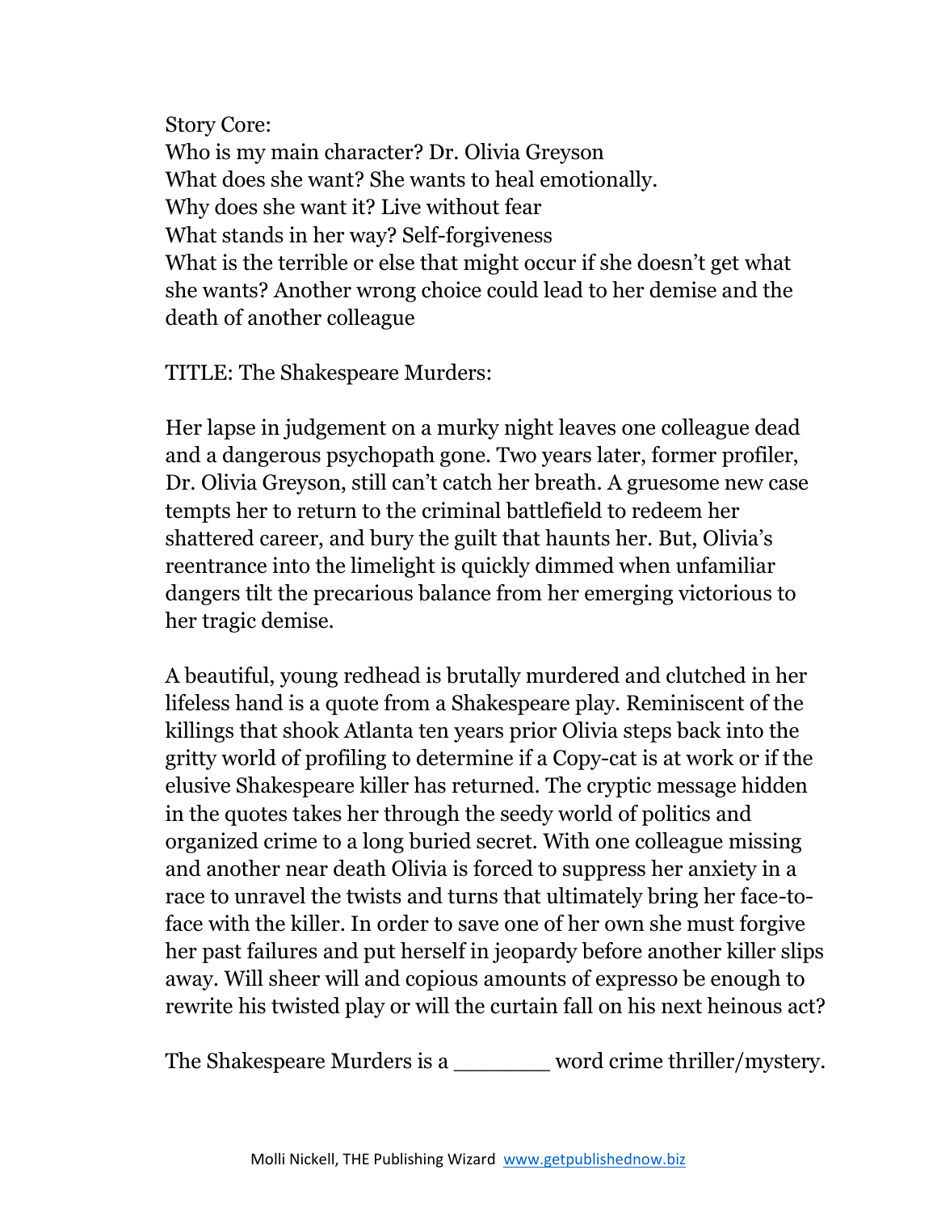Story Core:
Who is my main character? Dr. Olivia Greyson
What does she want? She wants to heal emotionally.
Why does she want it? Live without fear
What stands in her way? Self-forgiveness
What is the terrible or else that might occur if she doesn't get what she wants? Another wrong choice could lead to her demise and the death of another colleague

TITLE: The Shakespeare Murders:

Her lapse in judgement on a murky night leaves one colleague dead and a dangerous psychopath gone. Two years later, former profiler, Dr. Olivia Greyson, still can't catch her breath. A gruesome new case tempts her to return to the criminal battlefield to redeem her shattered career, and bury the guilt that haunts her. But, Olivia's reentrance into the limelight is quickly dimmed when unfamiliar dangers tilt the precarious balance from her emerging victorious to her tragic demise.

A beautiful, young redhead is brutally murdered and clutched in her lifeless hand is a quote from a Shakespeare play. Reminiscent of the killings that shook Atlanta ten years prior Olivia steps back into the gritty world of profiling to determine if a Copy-cat is at work or if the elusive Shakespeare killer has returned. The cryptic message hidden in the quotes takes her through the seedy world of politics and organized crime to a long buried secret. With one colleague missing and another near death Olivia is forced to suppress her anxiety in a race to unravel the twists and turns that ultimately bring her face-to-face with the killer. In order to save one of her own she must forgive her past failures and put herself in jeopardy before another killer slips away. Will sheer will and copious amounts of expresso be enough to rewrite his twisted play or will the curtain fall on his next heinous act?

The Shakespeare Murders is a _______ word crime thriller/mystery.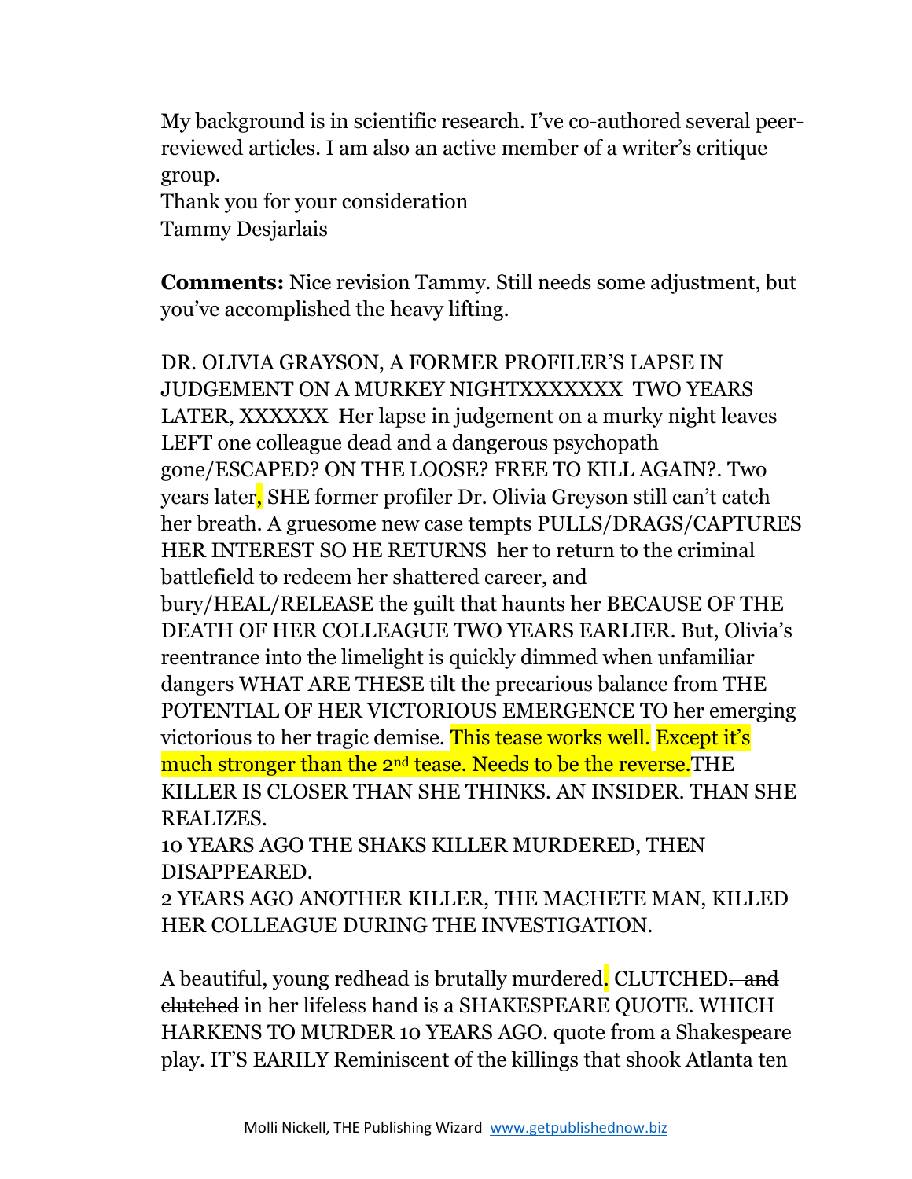My background is in scientific research. I've co-authored several peer-reviewed articles. I am also an active member of a writer's critique group.
Thank you for your consideration
Tammy Desjarlais

**Comments:** Nice revision Tammy. Still needs some adjustment, but you've accomplished the heavy lifting.

DR. OLIVIA GRAYSON, A FORMER PROFILER'S LAPSE IN JUDGEMENT ON A MURKEY NIGHTXXXXXXX TWO YEARS LATER, XXXXXX Her lapse in judgement on a murky night leaves LEFT one colleague dead and a dangerous psychopath gone/ESCAPED? ON THE LOOSE? FREE TO KILL AGAIN?. Two years later, SHE former profiler Dr. Olivia Greyson still can't catch her breath. A gruesome new case tempts PULLS/DRAGS/CAPTURES HER INTEREST SO HE RETURNS her to return to the criminal battlefield to redeem her shattered career, and bury/HEAL/RELEASE the guilt that haunts her BECAUSE OF THE DEATH OF HER COLLEAGUE TWO YEARS EARLIER. But, Olivia's reentrance into the limelight is quickly dimmed when unfamiliar dangers WHAT ARE THESE tilt the precarious balance from THE POTENTIAL OF HER VICTORIOUS EMERGENCE TO her emerging victorious to her tragic demise. This tease works well. Except it's much stronger than the 2nd tease. Needs to be the reverse.THE KILLER IS CLOSER THAN SHE THINKS. AN INSIDER. THAN SHE REALIZES.
10 YEARS AGO THE SHAKS KILLER MURDERED, THEN DISAPPEARED.
2 YEARS AGO ANOTHER KILLER, THE MACHETE MAN, KILLED HER COLLEAGUE DURING THE INVESTIGATION.

A beautiful, young redhead is brutally murdered. CLUTCHED. ~~and clutched~~ in her lifeless hand is a SHAKESPEARE QUOTE. WHICH HARKENS TO MURDER 10 YEARS AGO. quote from a Shakespeare play. IT'S EARILY Reminiscent of the killings that shook Atlanta ten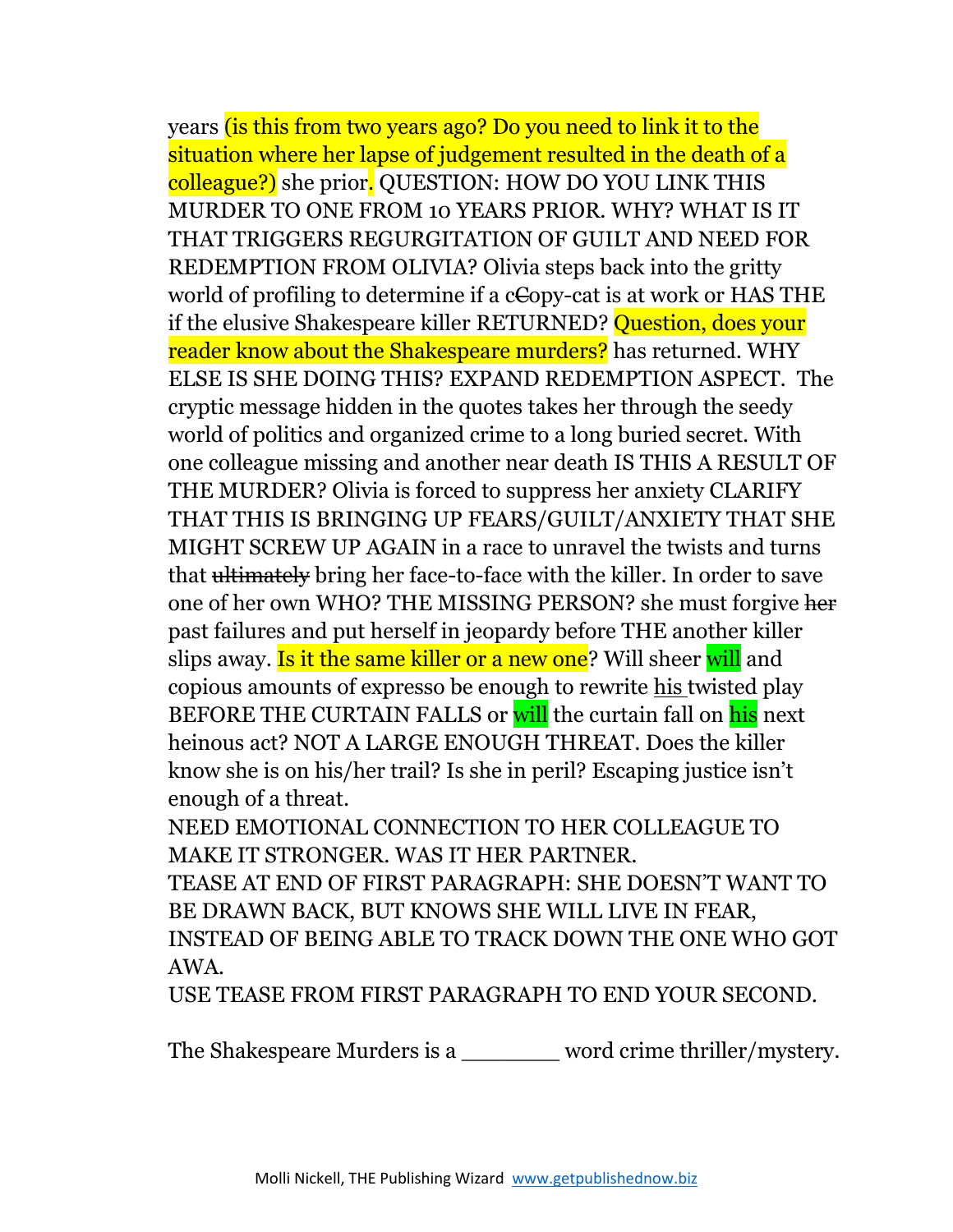years (is this from two years ago? Do you need to link it to the situation where her lapse of judgement resulted in the death of a colleague?) she prior. QUESTION: HOW DO YOU LINK THIS MURDER TO ONE FROM 10 YEARS PRIOR. WHY? WHAT IS IT THAT TRIGGERS REGURGITATION OF GUILT AND NEED FOR REDEMPTION FROM OLIVIA? Olivia steps back into the gritty world of profiling to determine if a c~~C~~opy-cat is at work or HAS THE if the elusive Shakespeare killer RETURNED? Question, does your reader know about the Shakespeare murders? has returned. WHY ELSE IS SHE DOING THIS? EXPAND REDEMPTION ASPECT. The cryptic message hidden in the quotes takes her through the seedy world of politics and organized crime to a long buried secret. With one colleague missing and another near death IS THIS A RESULT OF THE MURDER? Olivia is forced to suppress her anxiety CLARIFY THAT THIS IS BRINGING UP FEARS/GUILT/ANXIETY THAT SHE MIGHT SCREW UP AGAIN in a race to unravel the twists and turns that ~~ultimately~~ bring her face-to-face with the killer. In order to save one of her own WHO? THE MISSING PERSON? she must forgive ~~her~~ past failures and put herself in jeopardy before THE another killer slips away. Is it the same killer or a new one? Will sheer will and copious amounts of expresso be enough to rewrite his twisted play BEFORE THE CURTAIN FALLS or will the curtain fall on his next heinous act? NOT A LARGE ENOUGH THREAT. Does the killer know she is on his/her trail? Is she in peril? Escaping justice isn't enough of a threat.

NEED EMOTIONAL CONNECTION TO HER COLLEAGUE TO MAKE IT STRONGER. WAS IT HER PARTNER.

TEASE AT END OF FIRST PARAGRAPH: SHE DOESN'T WANT TO BE DRAWN BACK, BUT KNOWS SHE WILL LIVE IN FEAR, INSTEAD OF BEING ABLE TO TRACK DOWN THE ONE WHO GOT AWA.

USE TEASE FROM FIRST PARAGRAPH TO END YOUR SECOND.

The Shakespeare Murders is a _______ word crime thriller/mystery.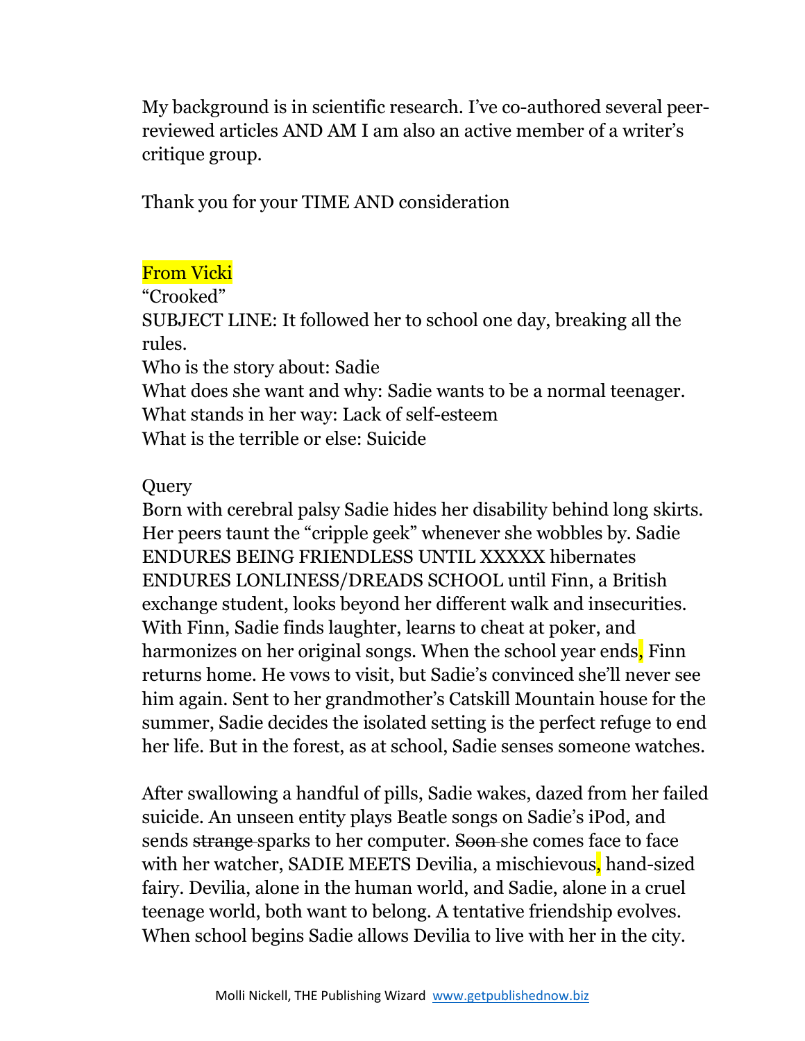My background is in scientific research. I've co-authored several peer-reviewed articles AND AM I am also an active member of a writer's critique group.

Thank you for your TIME AND consideration

From Vicki

"Crooked"

SUBJECT LINE: It followed her to school one day, breaking all the rules.

Who is the story about: Sadie

What does she want and why: Sadie wants to be a normal teenager.

What stands in her way: Lack of self-esteem

What is the terrible or else: Suicide

Query

Born with cerebral palsy Sadie hides her disability behind long skirts. Her peers taunt the "cripple geek" whenever she wobbles by. Sadie ENDURES BEING FRIENDLESS UNTIL XXXXX hibernates ENDURES LONLINESS/DREADS SCHOOL until Finn, a British exchange student, looks beyond her different walk and insecurities. With Finn, Sadie finds laughter, learns to cheat at poker, and harmonizes on her original songs. When the school year ends, Finn returns home. He vows to visit, but Sadie's convinced she'll never see him again. Sent to her grandmother's Catskill Mountain house for the summer, Sadie decides the isolated setting is the perfect refuge to end her life. But in the forest, as at school, Sadie senses someone watches.

After swallowing a handful of pills, Sadie wakes, dazed from her failed suicide. An unseen entity plays Beatle songs on Sadie's iPod, and sends ~~strange~~ sparks to her computer. ~~Soon~~ she comes face to face with her watcher, SADIE MEETS Devilia, a mischievous, hand-sized fairy. Devilia, alone in the human world, and Sadie, alone in a cruel teenage world, both want to belong. A tentative friendship evolves. When school begins Sadie allows Devilia to live with her in the city.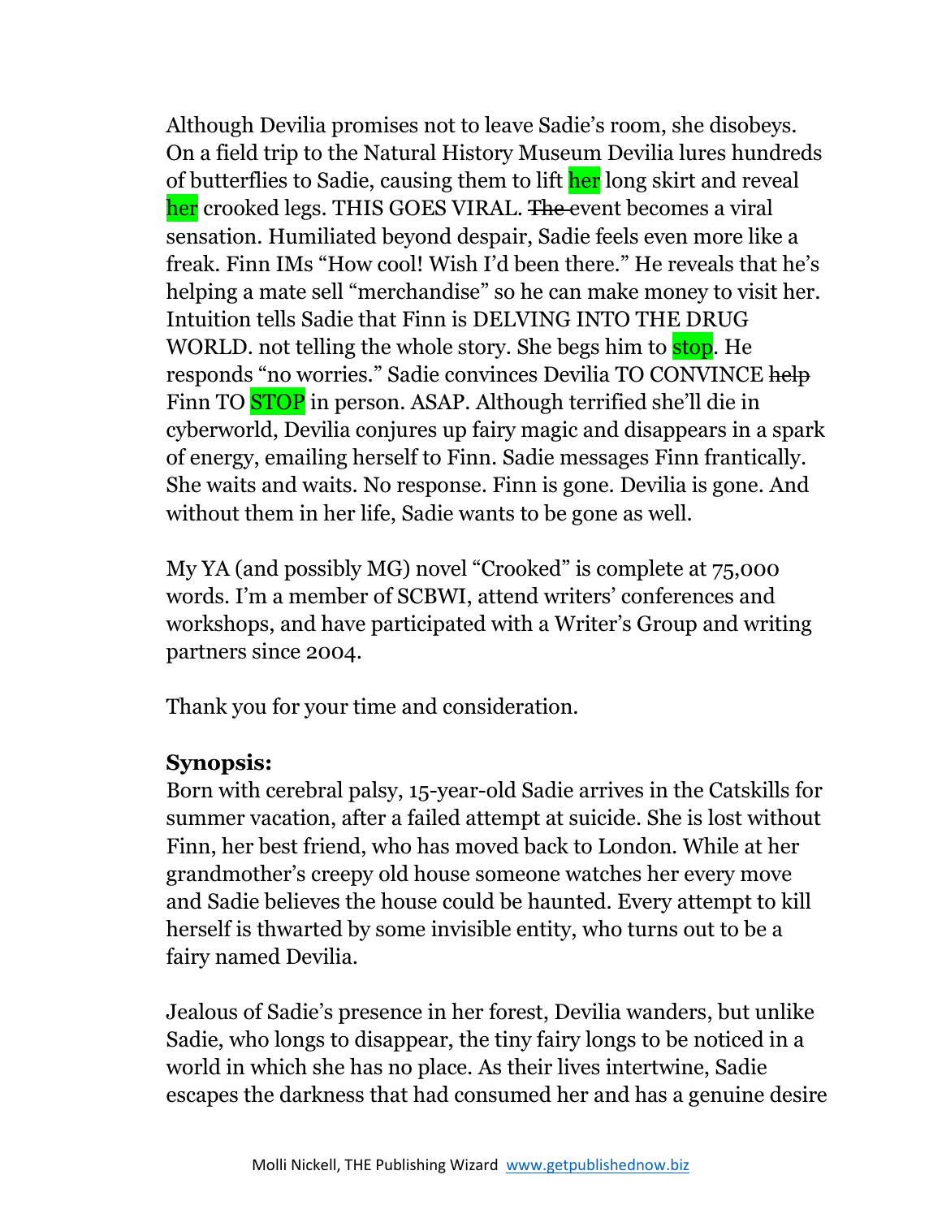Although Devilia promises not to leave Sadie's room, she disobeys. On a field trip to the Natural History Museum Devilia lures hundreds of butterflies to Sadie, causing them to lift her long skirt and reveal her crooked legs. THIS GOES VIRAL. ~~The~~ event becomes a viral sensation. Humiliated beyond despair, Sadie feels even more like a freak. Finn IMs "How cool! Wish I'd been there." He reveals that he's helping a mate sell "merchandise" so he can make money to visit her. Intuition tells Sadie that Finn is DELVING INTO THE DRUG WORLD. not telling the whole story. She begs him to stop. He responds "no worries." Sadie convinces Devilia TO CONVINCE ~~help~~ Finn TO STOP in person. ASAP. Although terrified she'll die in cyberworld, Devilia conjures up fairy magic and disappears in a spark of energy, emailing herself to Finn. Sadie messages Finn frantically. She waits and waits. No response. Finn is gone. Devilia is gone. And without them in her life, Sadie wants to be gone as well.

My YA (and possibly MG) novel "Crooked" is complete at 75,000 words. I'm a member of SCBWI, attend writers' conferences and workshops, and have participated with a Writer's Group and writing partners since 2004.

Thank you for your time and consideration.

**Synopsis:**
Born with cerebral palsy, 15-year-old Sadie arrives in the Catskills for summer vacation, after a failed attempt at suicide. She is lost without Finn, her best friend, who has moved back to London. While at her grandmother's creepy old house someone watches her every move and Sadie believes the house could be haunted. Every attempt to kill herself is thwarted by some invisible entity, who turns out to be a fairy named Devilia.

Jealous of Sadie's presence in her forest, Devilia wanders, but unlike Sadie, who longs to disappear, the tiny fairy longs to be noticed in a world in which she has no place. As their lives intertwine, Sadie escapes the darkness that had consumed her and has a genuine desire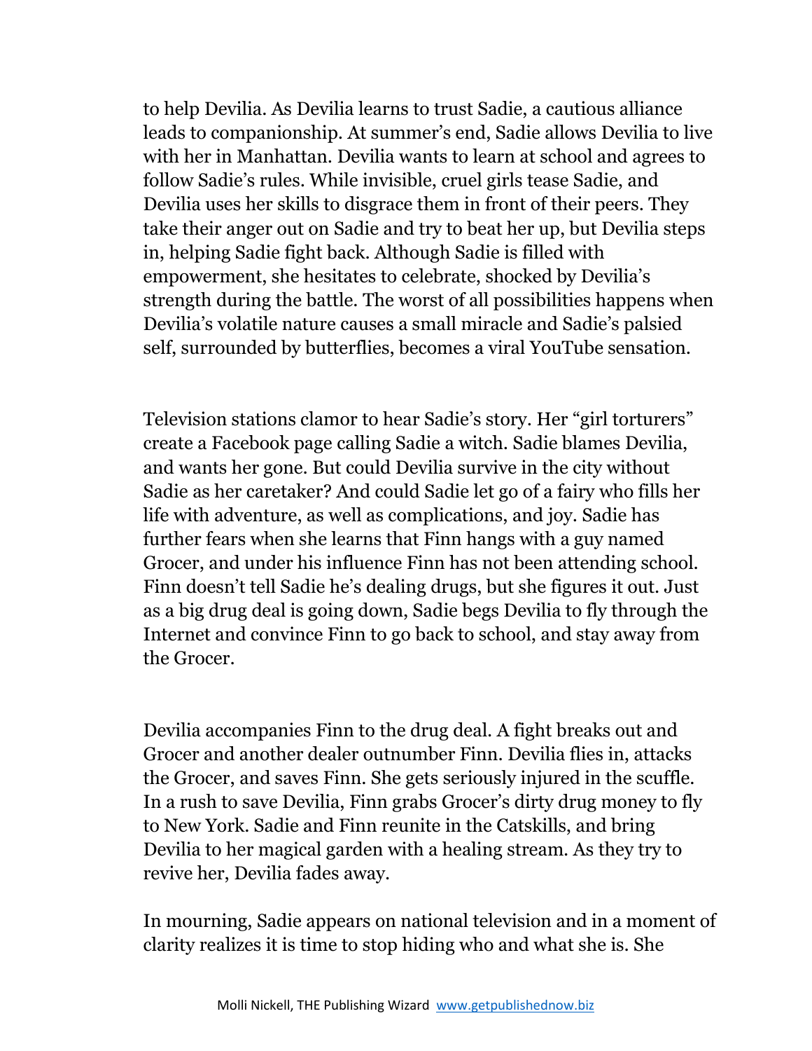to help Devilia. As Devilia learns to trust Sadie, a cautious alliance leads to companionship. At summer's end, Sadie allows Devilia to live with her in Manhattan. Devilia wants to learn at school and agrees to follow Sadie's rules. While invisible, cruel girls tease Sadie, and Devilia uses her skills to disgrace them in front of their peers. They take their anger out on Sadie and try to beat her up, but Devilia steps in, helping Sadie fight back. Although Sadie is filled with empowerment, she hesitates to celebrate, shocked by Devilia's strength during the battle. The worst of all possibilities happens when Devilia's volatile nature causes a small miracle and Sadie's palsied self, surrounded by butterflies, becomes a viral YouTube sensation.

Television stations clamor to hear Sadie's story. Her "girl torturers" create a Facebook page calling Sadie a witch. Sadie blames Devilia, and wants her gone. But could Devilia survive in the city without Sadie as her caretaker? And could Sadie let go of a fairy who fills her life with adventure, as well as complications, and joy. Sadie has further fears when she learns that Finn hangs with a guy named Grocer, and under his influence Finn has not been attending school. Finn doesn't tell Sadie he's dealing drugs, but she figures it out. Just as a big drug deal is going down, Sadie begs Devilia to fly through the Internet and convince Finn to go back to school, and stay away from the Grocer.

Devilia accompanies Finn to the drug deal. A fight breaks out and Grocer and another dealer outnumber Finn. Devilia flies in, attacks the Grocer, and saves Finn. She gets seriously injured in the scuffle. In a rush to save Devilia, Finn grabs Grocer's dirty drug money to fly to New York. Sadie and Finn reunite in the Catskills, and bring Devilia to her magical garden with a healing stream. As they try to revive her, Devilia fades away.

In mourning, Sadie appears on national television and in a moment of clarity realizes it is time to stop hiding who and what she is. She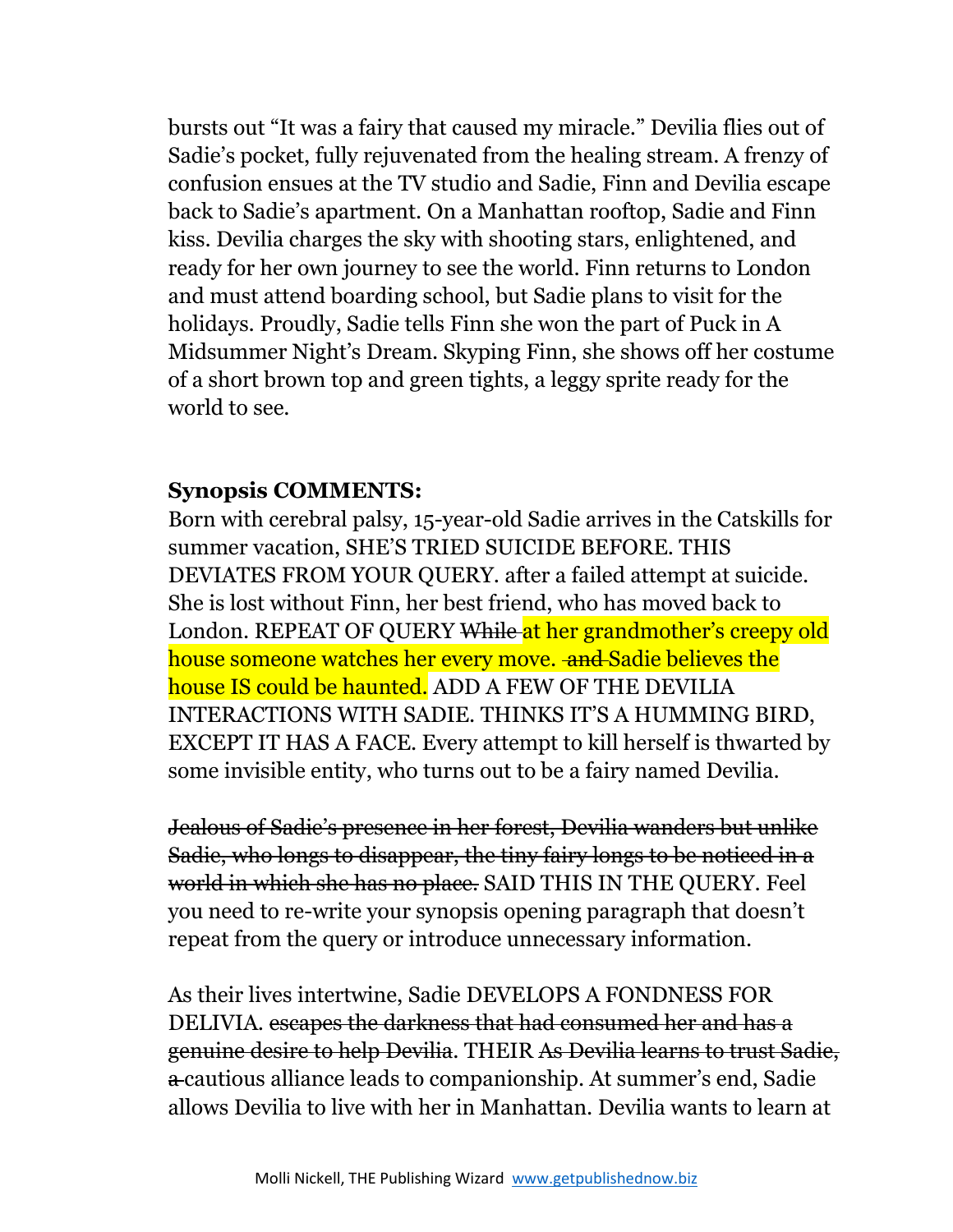bursts out "It was a fairy that caused my miracle." Devilia flies out of Sadie's pocket, fully rejuvenated from the healing stream. A frenzy of confusion ensues at the TV studio and Sadie, Finn and Devilia escape back to Sadie's apartment. On a Manhattan rooftop, Sadie and Finn kiss. Devilia charges the sky with shooting stars, enlightened, and ready for her own journey to see the world. Finn returns to London and must attend boarding school, but Sadie plans to visit for the holidays. Proudly, Sadie tells Finn she won the part of Puck in A Midsummer Night's Dream. Skyping Finn, she shows off her costume of a short brown top and green tights, a leggy sprite ready for the world to see.

**Synopsis COMMENTS:**

Born with cerebral palsy, 15-year-old Sadie arrives in the Catskills for summer vacation, SHE'S TRIED SUICIDE BEFORE. THIS DEVIATES FROM YOUR QUERY. after a failed attempt at suicide. She is lost without Finn, her best friend, who has moved back to London. REPEAT OF QUERY ~~While~~ at her grandmother's creepy old house someone watches her every move. ~~and~~ Sadie believes the house IS could be haunted. ADD A FEW OF THE DEVILIA INTERACTIONS WITH SADIE. THINKS IT'S A HUMMING BIRD, EXCEPT IT HAS A FACE. Every attempt to kill herself is thwarted by some invisible entity, who turns out to be a fairy named Devilia.

~~Jealous of Sadie's presence in her forest, Devilia wanders but unlike Sadie, who longs to disappear, the tiny fairy longs to be noticed in a world in which she has no place.~~ SAID THIS IN THE QUERY. Feel you need to re-write your synopsis opening paragraph that doesn't repeat from the query or introduce unnecessary information.

As their lives intertwine, Sadie DEVELOPS A FONDNESS FOR DELIVIA. ~~escapes the darkness that had consumed her and has a genuine desire to help Devilia~~. THEIR ~~As Devilia learns to trust Sadie, a~~ cautious alliance leads to companionship. At summer's end, Sadie allows Devilia to live with her in Manhattan. Devilia wants to learn at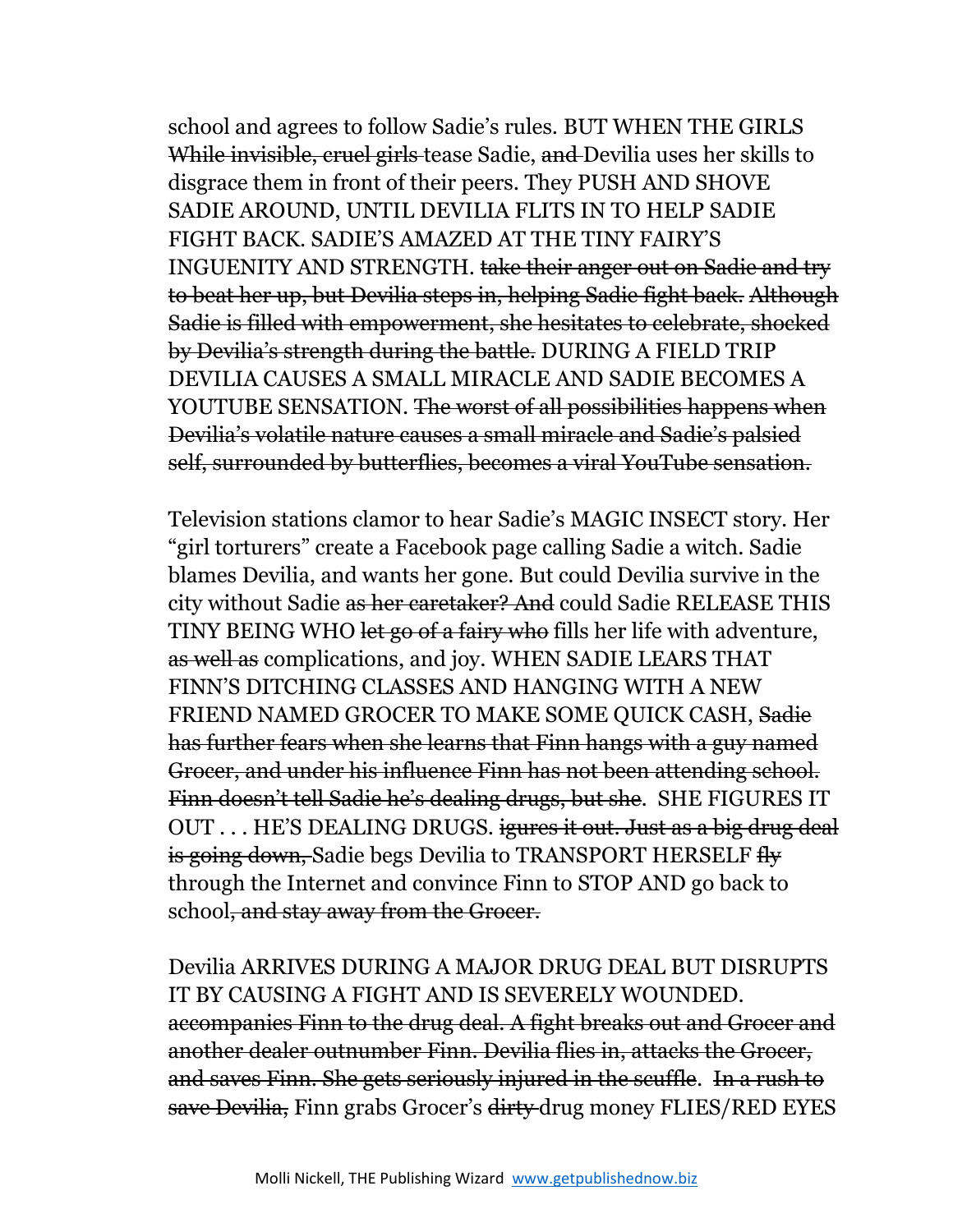school and agrees to follow Sadie's rules. BUT WHEN THE GIRLS ~~While invisible, cruel girls~~ tease Sadie, ~~and~~ Devilia uses her skills to disgrace them in front of their peers. They PUSH AND SHOVE SADIE AROUND, UNTIL DEVILIA FLITS IN TO HELP SADIE FIGHT BACK. SADIE'S AMAZED AT THE TINY FAIRY'S INGUENITY AND STRENGTH. ~~take their anger out on Sadie and try to beat her up, but Devilia steps in, helping Sadie fight back. Although Sadie is filled with empowerment, she hesitates to celebrate, shocked by Devilia's strength during the battle.~~ DURING A FIELD TRIP DEVILIA CAUSES A SMALL MIRACLE AND SADIE BECOMES A YOUTUBE SENSATION. ~~The worst of all possibilities happens when Devilia's volatile nature causes a small miracle and Sadie's palsied self, surrounded by butterflies, becomes a viral YouTube sensation.~~

Television stations clamor to hear Sadie's MAGIC INSECT story. Her "girl torturers" create a Facebook page calling Sadie a witch. Sadie blames Devilia, and wants her gone. But could Devilia survive in the city without Sadie ~~as her caretaker? And~~ could Sadie RELEASE THIS TINY BEING WHO ~~let go of a fairy who~~ fills her life with adventure, ~~as well as~~ complications, and joy. WHEN SADIE LEARS THAT FINN'S DITCHING CLASSES AND HANGING WITH A NEW FRIEND NAMED GROCER TO MAKE SOME QUICK CASH, ~~Sadie has further fears when she learns that Finn hangs with a guy named Grocer, and under his influence Finn has not been attending school. Finn doesn't tell Sadie he's dealing drugs, but she~~. SHE FIGURES IT OUT . . . HE'S DEALING DRUGS. ~~igures it out. Just as a big drug deal is going down,~~ Sadie begs Devilia to TRANSPORT HERSELF ~~fly~~ through the Internet and convince Finn to STOP AND go back to school~~, and stay away from the Grocer.~~

Devilia ARRIVES DURING A MAJOR DRUG DEAL BUT DISRUPTS IT BY CAUSING A FIGHT AND IS SEVERELY WOUNDED. ~~accompanies Finn to the drug deal. A fight breaks out and Grocer and another dealer outnumber Finn. Devilia flies in, attacks the Grocer, and saves Finn. She gets seriously injured in the scuffle.~~ ~~In a rush to save Devilia,~~ Finn grabs Grocer's ~~dirty~~ drug money FLIES/RED EYES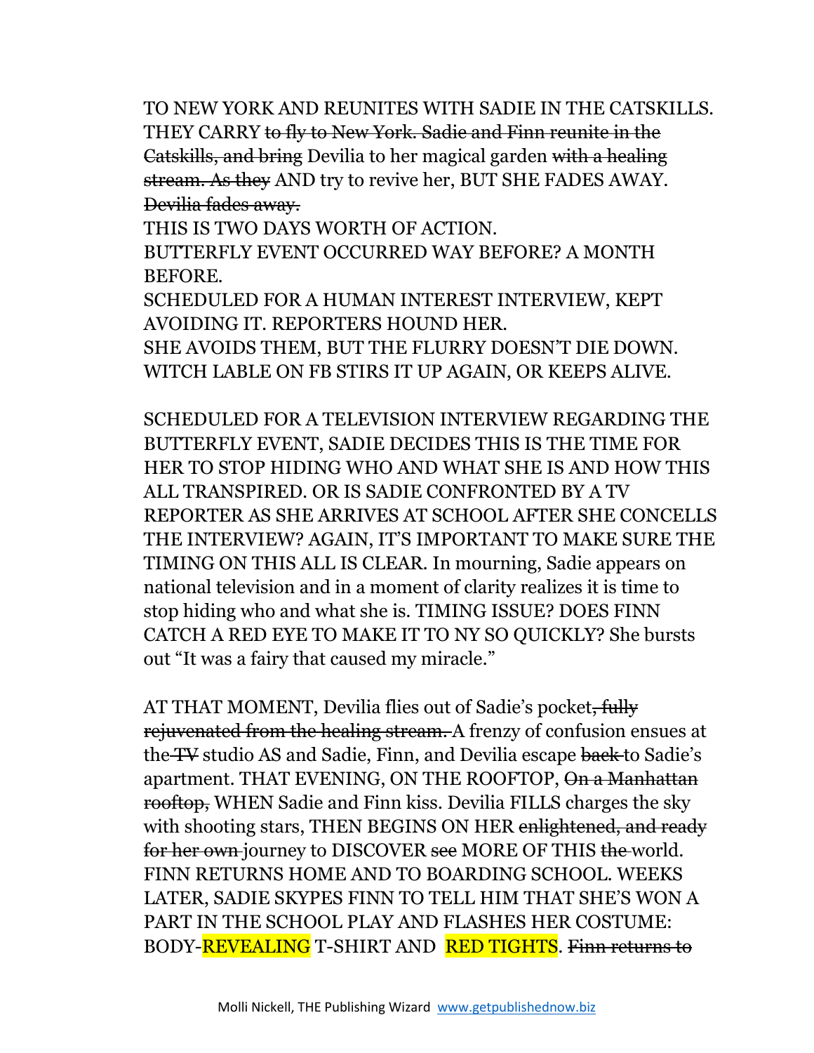TO NEW YORK AND REUNITES WITH SADIE IN THE CATSKILLS. THEY CARRY ~~to fly to New York. Sadie and Finn reunite in the Catskills, and bring~~ Devilia to her magical garden ~~with a healing stream. As they~~ AND try to revive her, BUT SHE FADES AWAY. ~~Devilia fades away.~~

THIS IS TWO DAYS WORTH OF ACTION.

BUTTERFLY EVENT OCCURRED WAY BEFORE? A MONTH BEFORE.

SCHEDULED FOR A HUMAN INTEREST INTERVIEW, KEPT AVOIDING IT. REPORTERS HOUND HER.

SHE AVOIDS THEM, BUT THE FLURRY DOESN'T DIE DOWN. WITCH LABLE ON FB STIRS IT UP AGAIN, OR KEEPS ALIVE.

SCHEDULED FOR A TELEVISION INTERVIEW REGARDING THE BUTTERFLY EVENT, SADIE DECIDES THIS IS THE TIME FOR HER TO STOP HIDING WHO AND WHAT SHE IS AND HOW THIS ALL TRANSPIRED. OR IS SADIE CONFRONTED BY A TV REPORTER AS SHE ARRIVES AT SCHOOL AFTER SHE CONCELLS THE INTERVIEW? AGAIN, IT'S IMPORTANT TO MAKE SURE THE TIMING ON THIS ALL IS CLEAR. In mourning, Sadie appears on national television and in a moment of clarity realizes it is time to stop hiding who and what she is. TIMING ISSUE? DOES FINN CATCH A RED EYE TO MAKE IT TO NY SO QUICKLY? She bursts out "It was a fairy that caused my miracle."

AT THAT MOMENT, Devilia flies out of Sadie's pocket~~, fully rejuvenated from the healing stream.~~ A frenzy of confusion ensues at the ~~TV~~ studio AS and Sadie, Finn, and Devilia escape ~~back~~ to Sadie's apartment. THAT EVENING, ON THE ROOFTOP, ~~On a Manhattan rooftop,~~ WHEN Sadie and Finn kiss. Devilia FILLS charges the sky with shooting stars, THEN BEGINS ON HER ~~enlightened, and ready for her own~~ journey to DISCOVER ~~see~~ MORE OF THIS ~~the~~ world. FINN RETURNS HOME AND TO BOARDING SCHOOL. WEEKS LATER, SADIE SKYPES FINN TO TELL HIM THAT SHE'S WON A PART IN THE SCHOOL PLAY AND FLASHES HER COSTUME: BODY-REVEALING T-SHIRT AND RED TIGHTS. ~~Finn returns to~~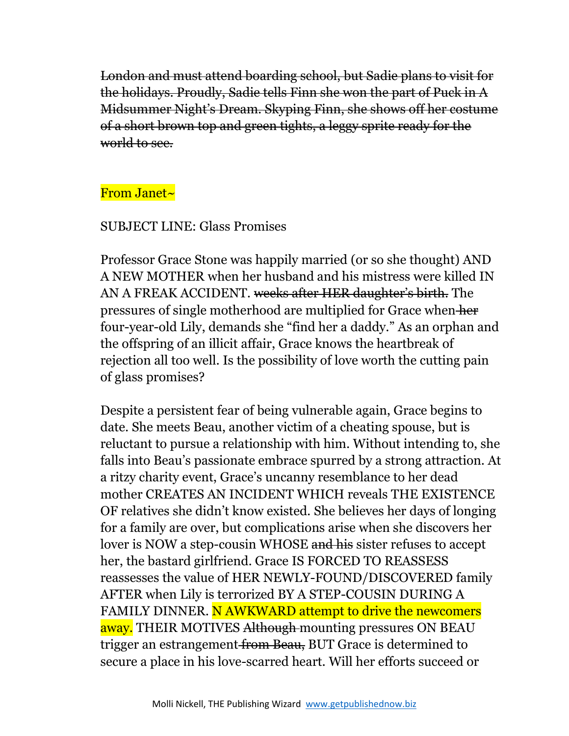~~London and must attend boarding school, but Sadie plans to visit for the holidays. Proudly, Sadie tells Finn she won the part of Puck in A Midsummer Night's Dream. Skyping Finn, she shows off her costume of a short brown top and green tights, a leggy sprite ready for the world to see.~~

From Janet~

SUBJECT LINE: Glass Promises

Professor Grace Stone was happily married (or so she thought) AND A NEW MOTHER when her husband and his mistress were killed IN AN A FREAK ACCIDENT. ~~weeks after HER daughter's birth.~~ The pressures of single motherhood are multiplied for Grace when ~~her~~ four-year-old Lily, demands she "find her a daddy." As an orphan and the offspring of an illicit affair, Grace knows the heartbreak of rejection all too well. Is the possibility of love worth the cutting pain of glass promises?

Despite a persistent fear of being vulnerable again, Grace begins to date. She meets Beau, another victim of a cheating spouse, but is reluctant to pursue a relationship with him. Without intending to, she falls into Beau's passionate embrace spurred by a strong attraction. At a ritzy charity event, Grace's uncanny resemblance to her dead mother CREATES AN INCIDENT WHICH reveals THE EXISTENCE OF relatives she didn't know existed. She believes her days of longing for a family are over, but complications arise when she discovers her lover is NOW a step-cousin WHOSE ~~and his~~ sister refuses to accept her, the bastard girlfriend. Grace IS FORCED TO REASSESS reassesses the value of HER NEWLY-FOUND/DISCOVERED family AFTER when Lily is terrorized BY A STEP-COUSIN DURING A FAMILY DINNER. N AWKWARD attempt to drive the newcomers away. THEIR MOTIVES ~~Although~~ mounting pressures ON BEAU trigger an estrangement ~~from Beau,~~ BUT Grace is determined to secure a place in his love-scarred heart. Will her efforts succeed or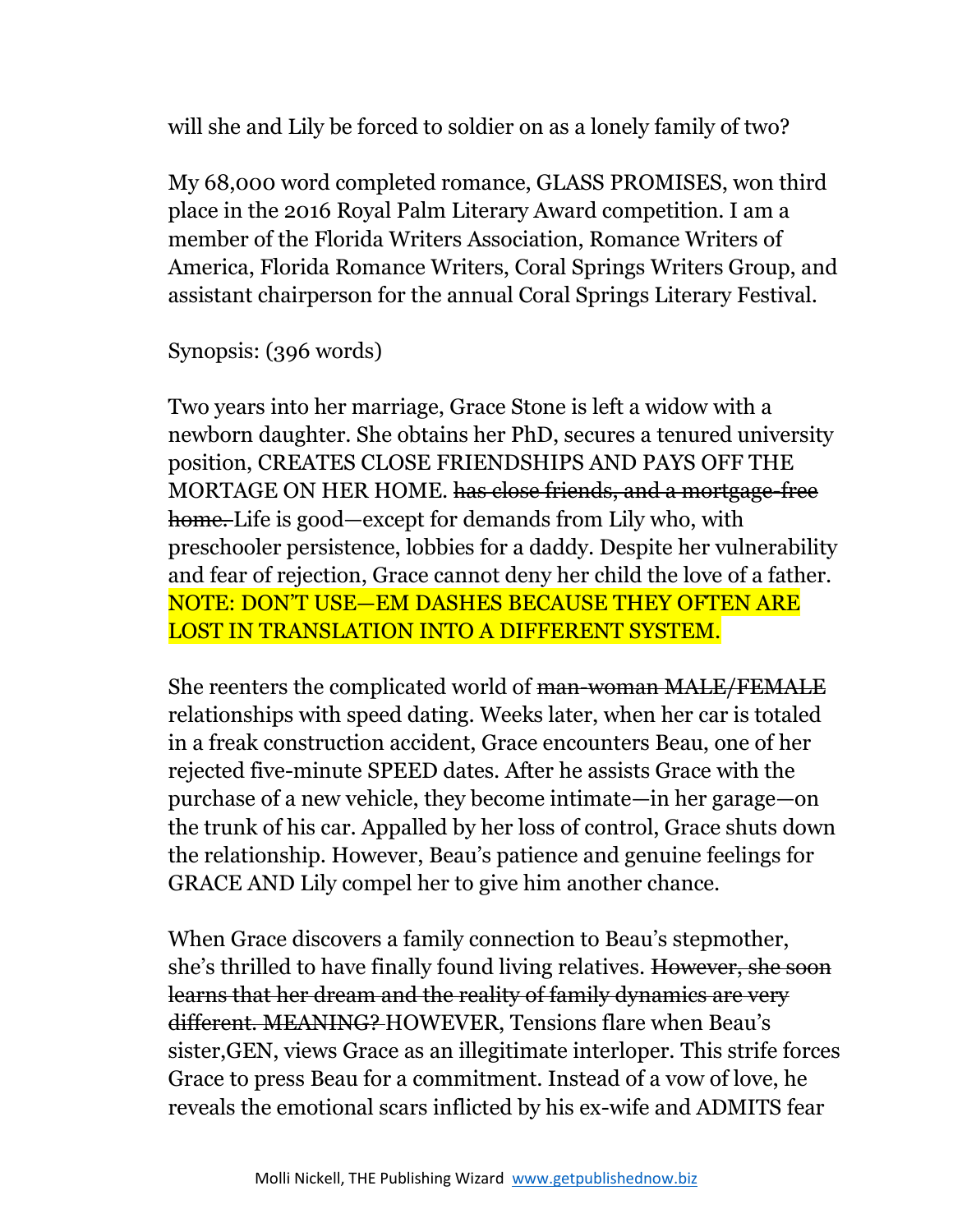will she and Lily be forced to soldier on as a lonely family of two?

My 68,000 word completed romance, GLASS PROMISES, won third place in the 2016 Royal Palm Literary Award competition. I am a member of the Florida Writers Association, Romance Writers of America, Florida Romance Writers, Coral Springs Writers Group, and assistant chairperson for the annual Coral Springs Literary Festival.

Synopsis: (396 words)

Two years into her marriage, Grace Stone is left a widow with a newborn daughter. She obtains her PhD, secures a tenured university position, CREATES CLOSE FRIENDSHIPS AND PAYS OFF THE MORTAGE ON HER HOME. ~~has close friends, and a mortgage-free home.~~ Life is good—except for demands from Lily who, with preschooler persistence, lobbies for a daddy. Despite her vulnerability and fear of rejection, Grace cannot deny her child the love of a father. NOTE: DON'T USE—EM DASHES BECAUSE THEY OFTEN ARE LOST IN TRANSLATION INTO A DIFFERENT SYSTEM.

She reenters the complicated world of ~~man-woman~~ MALE/FEMALE relationships with speed dating. Weeks later, when her car is totaled in a freak construction accident, Grace encounters Beau, one of her rejected five-minute SPEED dates. After he assists Grace with the purchase of a new vehicle, they become intimate—in her garage—on the trunk of his car. Appalled by her loss of control, Grace shuts down the relationship. However, Beau's patience and genuine feelings for GRACE AND Lily compel her to give him another chance.

When Grace discovers a family connection to Beau's stepmother, she's thrilled to have finally found living relatives. ~~However, she soon learns that her dream and the reality of family dynamics are very different. MEANING?~~ HOWEVER, Tensions flare when Beau's sister,GEN, views Grace as an illegitimate interloper. This strife forces Grace to press Beau for a commitment. Instead of a vow of love, he reveals the emotional scars inflicted by his ex-wife and ADMITS fear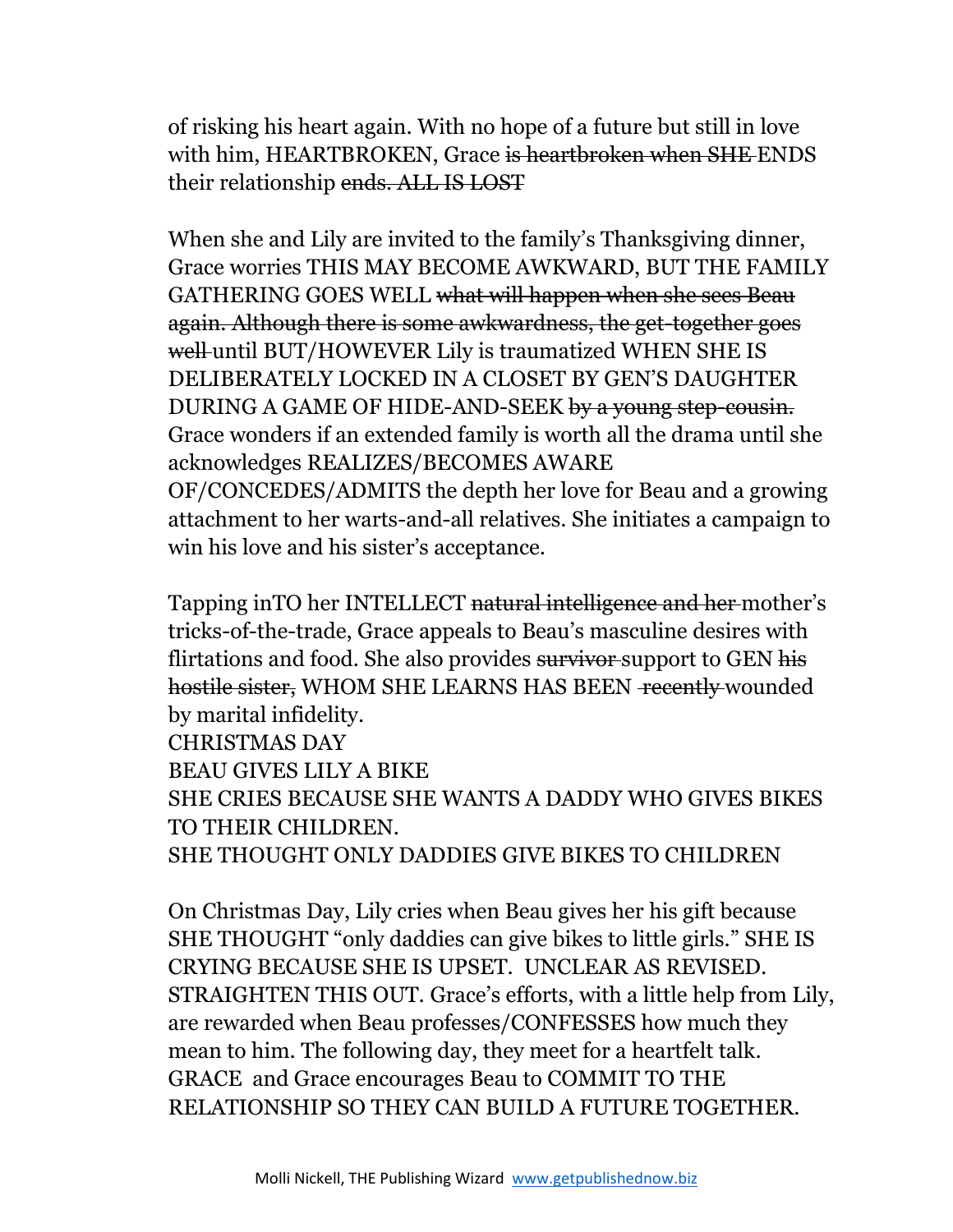of risking his heart again. With no hope of a future but still in love with him, HEARTBROKEN, Grace ~~is heartbroken when SHE~~ ENDS their relationship ~~ends. ALL IS LOST~~

When she and Lily are invited to the family's Thanksgiving dinner, Grace worries THIS MAY BECOME AWKWARD, BUT THE FAMILY GATHERING GOES WELL ~~what will happen when she sees Beau again. Although there is some awkwardness, the get-together goes well~~ until BUT/HOWEVER Lily is traumatized WHEN SHE IS DELIBERATELY LOCKED IN A CLOSET BY GEN'S DAUGHTER DURING A GAME OF HIDE-AND-SEEK ~~by a young step-cousin.~~ Grace wonders if an extended family is worth all the drama until she acknowledges REALIZES/BECOMES AWARE OF/CONCEDES/ADMITS the depth her love for Beau and a growing attachment to her warts-and-all relatives. She initiates a campaign to win his love and his sister's acceptance.

Tapping inTO her INTELLECT ~~natural intelligence and her~~ mother's tricks-of-the-trade, Grace appeals to Beau's masculine desires with flirtations and food. She also provides ~~survivor~~ support to GEN ~~his hostile sister,~~ WHOM SHE LEARNS HAS BEEN ~~recently~~ wounded by marital infidelity.
CHRISTMAS DAY
BEAU GIVES LILY A BIKE
SHE CRIES BECAUSE SHE WANTS A DADDY WHO GIVES BIKES TO THEIR CHILDREN.
SHE THOUGHT ONLY DADDIES GIVE BIKES TO CHILDREN

On Christmas Day, Lily cries when Beau gives her his gift because SHE THOUGHT "only daddies can give bikes to little girls." SHE IS CRYING BECAUSE SHE IS UPSET. UNCLEAR AS REVISED. STRAIGHTEN THIS OUT. Grace's efforts, with a little help from Lily, are rewarded when Beau professes/CONFESSES how much they mean to him. The following day, they meet for a heartfelt talk. GRACE and Grace encourages Beau to COMMIT TO THE RELATIONSHIP SO THEY CAN BUILD A FUTURE TOGETHER.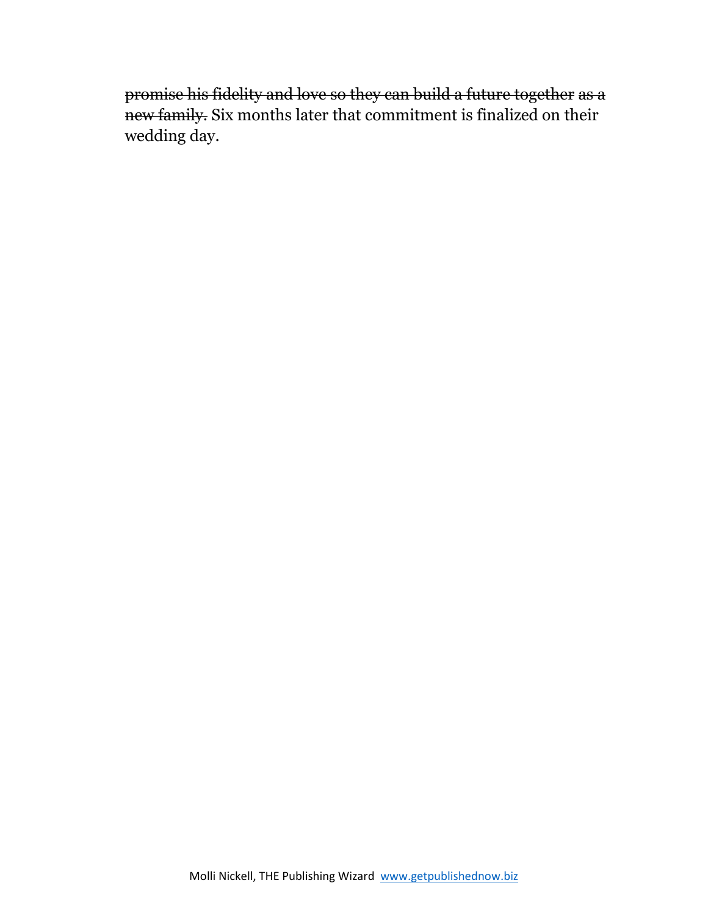~~promise his fidelity and love so they can build a future together as a new family.~~ Six months later that commitment is finalized on their wedding day.